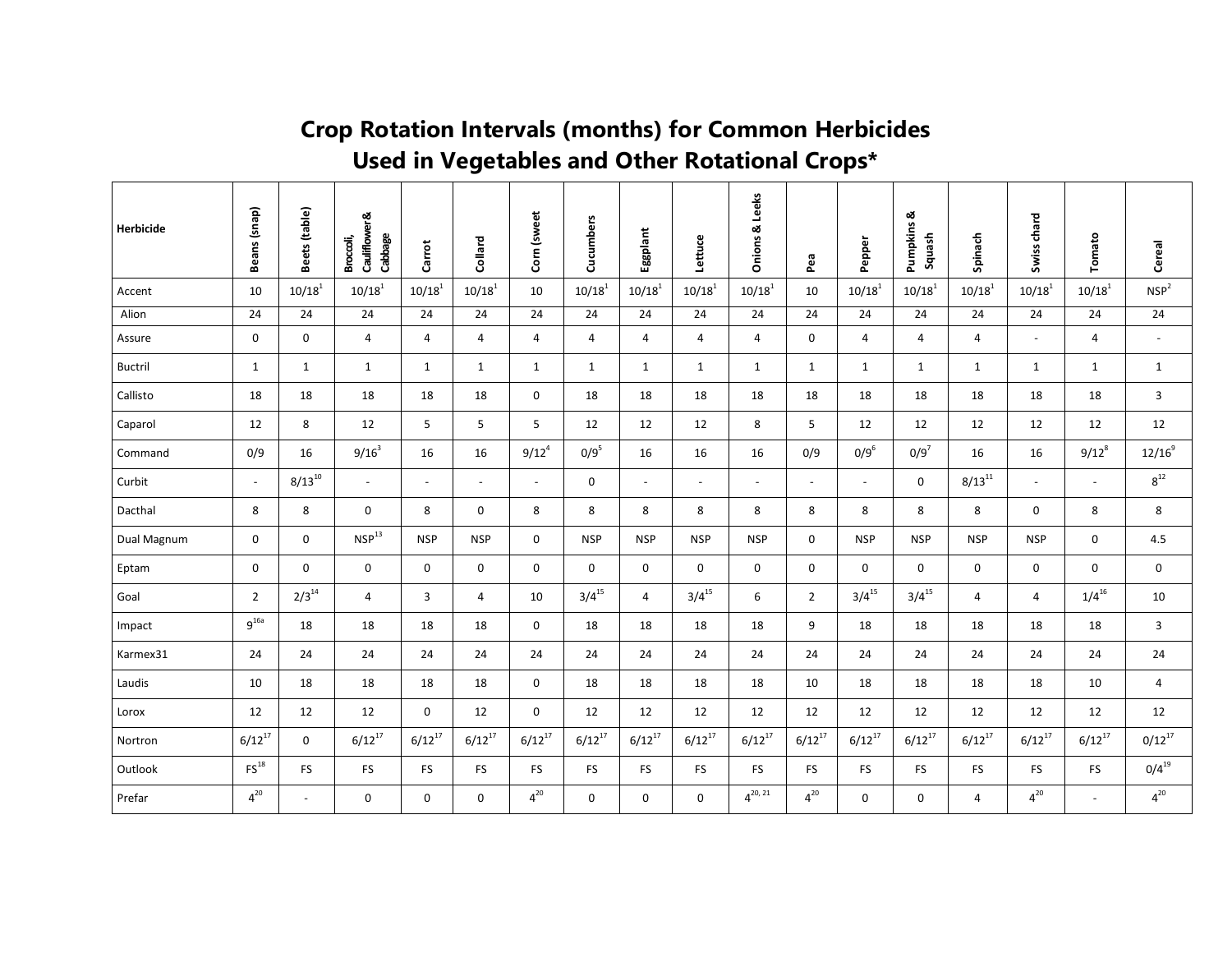# Crop Rotation Intervals (months) for Common Herbicides Used in Vegetables and Other Rotational Crops*

| Herbicide | Beans (snap) | Beets (table) | Broccoli, Cauliflower & Cabbage | Carrot | Collard | Corn (sweet | Cucumbers | Eggplant | Lettuce | Onions & Leeks | Pea | Pepper | Pumpkins & Squash | Spinach | Swiss chard | Tomato | Cereal |
|---|---|---|---|---|---|---|---|---|---|---|---|---|---|---|---|---|---|
| Accent | 10 | 10/18[1] | 10/18[1] | 10/18[1] | 10/18[1] | 10 | 10/18[1] | 10/18[1] | 10/18[1] | 10/18[1] | 10 | 10/18[1] | 10/18[1] | 10/18[1] | 10/18[1] | 10/18[1] | NSP[2] |
| Alion | 24 | 24 | 24 | 24 | 24 | 24 | 24 | 24 | 24 | 24 | 24 | 24 | 24 | 24 | 24 | 24 | 24 |
| Assure | 0 | 0 | 4 | 4 | 4 | 4 | 4 | 4 | 4 | 4 | 0 | 4 | 4 | 4 | - | 4 | - |
| Buctril | 1 | 1 | 1 | 1 | 1 | 1 | 1 | 1 | 1 | 1 | 1 | 1 | 1 | 1 | 1 | 1 | 1 |
| Callisto | 18 | 18 | 18 | 18 | 18 | 0 | 18 | 18 | 18 | 18 | 18 | 18 | 18 | 18 | 18 | 18 | 3 |
| Caparol | 12 | 8 | 12 | 5 | 5 | 5 | 12 | 12 | 12 | 8 | 5 | 12 | 12 | 12 | 12 | 12 | 12 |
| Command | 0/9 | 16 | 9/16[3] | 16 | 16 | 9/12[4] | 0/9[5] | 16 | 16 | 16 | 0/9 | 0/9[6] | 0/9[7] | 16 | 16 | 9/12[8] | 12/16[9] |
| Curbit | - | 8/13[10] | - | - | - | - | 0 | - | - | - | - | - | 0 | 8/13[11] | - | - | 8[12] |
| Dacthal | 8 | 8 | 0 | 8 | 0 | 8 | 8 | 8 | 8 | 8 | 8 | 8 | 8 | 8 | 0 | 8 | 8 |
| Dual Magnum | 0 | 0 | NSP[13] | NSP | NSP | 0 | NSP | NSP | NSP | NSP | 0 | NSP | NSP | NSP | NSP | 0 | 4.5 |
| Eptam | 0 | 0 | 0 | 0 | 0 | 0 | 0 | 0 | 0 | 0 | 0 | 0 | 0 | 0 | 0 | 0 | 0 |
| Goal | 2 | 2/3[14] | 4 | 3 | 4 | 10 | 3/4[15] | 4 | 3/4[15] | 6 | 2 | 3/4[15] | 3/4[15] | 4 | 4 | 1/4[16] | 10 |
| Impact | 9[16a] | 18 | 18 | 18 | 18 | 0 | 18 | 18 | 18 | 18 | 9 | 18 | 18 | 18 | 18 | 18 | 3 |
| Karmex31 | 24 | 24 | 24 | 24 | 24 | 24 | 24 | 24 | 24 | 24 | 24 | 24 | 24 | 24 | 24 | 24 | 24 |
| Laudis | 10 | 18 | 18 | 18 | 18 | 0 | 18 | 18 | 18 | 18 | 10 | 18 | 18 | 18 | 18 | 10 | 4 |
| Lorox | 12 | 12 | 12 | 0 | 12 | 0 | 12 | 12 | 12 | 12 | 12 | 12 | 12 | 12 | 12 | 12 | 12 |
| Nortron | 6/12[17] | 0 | 6/12[17] | 6/12[17] | 6/12[17] | 6/12[17] | 6/12[17] | 6/12[17] | 6/12[17] | 6/12[17] | 6/12[17] | 6/12[17] | 6/12[17] | 6/12[17] | 6/12[17] | 6/12[17] | 0/12[17] |
| Outlook | FS[18] | FS | FS | FS | FS | FS | FS | FS | FS | FS | FS | FS | FS | FS | FS | FS | 0/4[19] |
| Prefar | 4[20] | - | 0 | 0 | 0 | 4[20] | 0 | 0 | 0 | 4[20, 21] | 4[20] | 0 | 0 | 4 | 4[20] | - | 4[20] |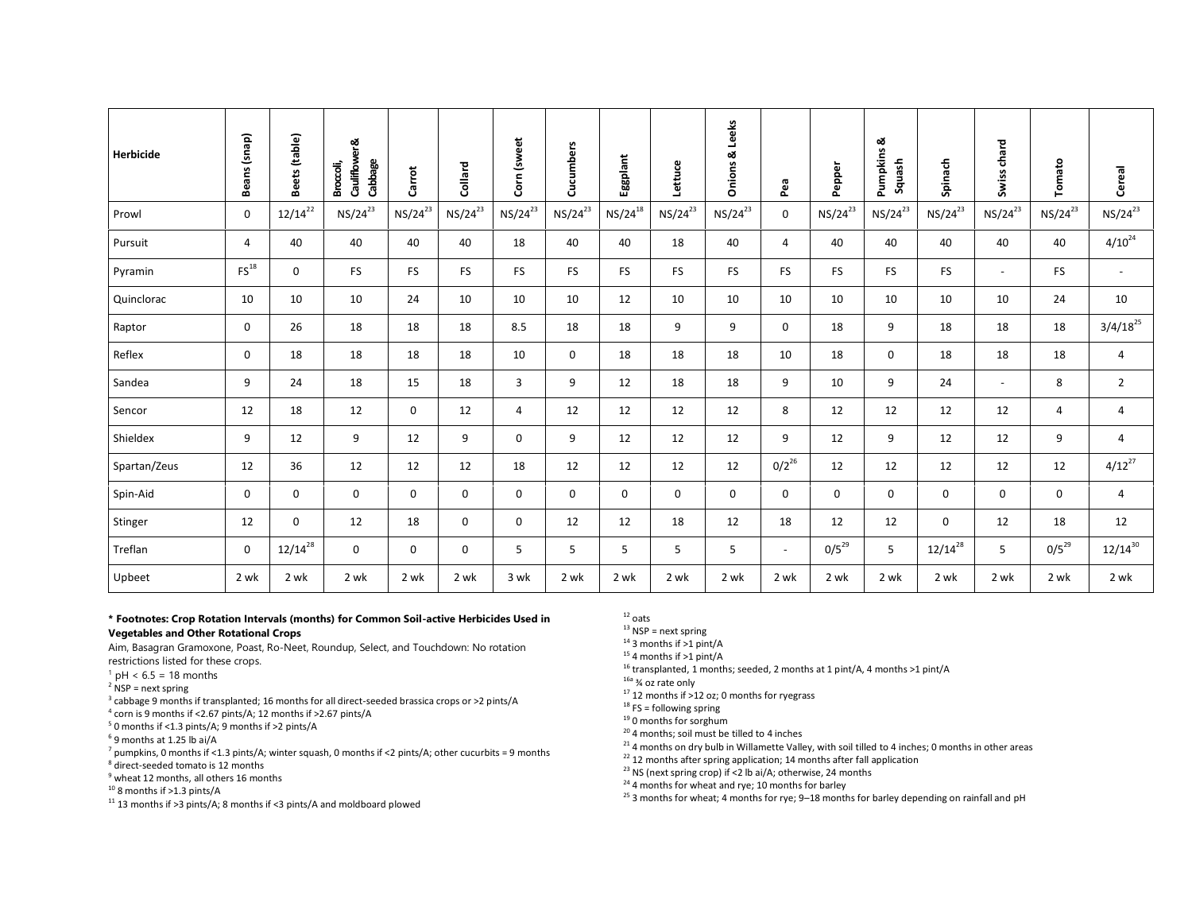| Herbicide | Beans (snap) | Beets (table) | Broccoli, Cauliflower & Cabbage | Carrot | Collard | Corn (sweet | Cucumbers | Eggplant | Lettuce | Onions & Leeks | Pea | Pepper | Pumpkins & Squash | Spinach | Swiss chard | Tomato | Cereal |
|---|---|---|---|---|---|---|---|---|---|---|---|---|---|---|---|---|---|
| Prowl | 0 | 12/14[22] | NS/24[23] | NS/24[23] | NS/24[23] | NS/24[23] | NS/24[23] | NS/24[18] | NS/24[23] | NS/24[23] | 0 | NS/24[23] | NS/24[23] | NS/24[23] | NS/24[23] | NS/24[23] | NS/24[23] |
| Pursuit | 4 | 40 | 40 | 40 | 40 | 18 | 40 | 40 | 18 | 40 | 4 | 40 | 40 | 40 | 40 | 40 | 4/10[24] |
| Pyramin | FS[18] | 0 | FS | FS | FS | FS | FS | FS | FS | FS | FS | FS | FS | FS | - | FS | - |
| Quinclorac | 10 | 10 | 10 | 24 | 10 | 10 | 10 | 12 | 10 | 10 | 10 | 10 | 10 | 10 | 10 | 24 | 10 |
| Raptor | 0 | 26 | 18 | 18 | 18 | 8.5 | 18 | 18 | 9 | 9 | 0 | 18 | 9 | 18 | 18 | 18 | 3/4/18[25] |
| Reflex | 0 | 18 | 18 | 18 | 18 | 10 | 0 | 18 | 18 | 18 | 10 | 18 | 0 | 18 | 18 | 18 | 4 |
| Sandea | 9 | 24 | 18 | 15 | 18 | 3 | 9 | 12 | 18 | 18 | 9 | 10 | 9 | 24 | - | 8 | 2 |
| Sencor | 12 | 18 | 12 | 0 | 12 | 4 | 12 | 12 | 12 | 12 | 8 | 12 | 12 | 12 | 12 | 4 | 4 |
| Shieldex | 9 | 12 | 9 | 12 | 9 | 0 | 9 | 12 | 12 | 12 | 9 | 12 | 9 | 12 | 12 | 9 | 4 |
| Spartan/Zeus | 12 | 36 | 12 | 12 | 12 | 18 | 12 | 12 | 12 | 12 | 0/2[26] | 12 | 12 | 12 | 12 | 12 | 4/12[27] |
| Spin-Aid | 0 | 0 | 0 | 0 | 0 | 0 | 0 | 0 | 0 | 0 | 0 | 0 | 0 | 0 | 0 | 0 | 4 |
| Stinger | 12 | 0 | 12 | 18 | 0 | 0 | 12 | 12 | 18 | 12 | 18 | 12 | 12 | 0 | 12 | 18 | 12 |
| Treflan | 0 | 12/14[28] | 0 | 0 | 0 | 5 | 5 | 5 | 5 | 5 | - | 0/5[29] | 5 | 12/14[28] | 5 | 0/5[29] | 12/14[30] |
| Upbeet | 2 wk | 2 wk | 2 wk | 2 wk | 2 wk | 3 wk | 2 wk | 2 wk | 2 wk | 2 wk | 2 wk | 2 wk | 2 wk | 2 wk | 2 wk | 2 wk | 2 wk |

**\* Footnotes: Crop Rotation Intervals (months) for Common Soil-active Herbicides Used in Vegetables and Other Rotational Crops**

Aim, Basagran Gramoxone, Poast, Ro-Neet, Roundup, Select, and Touchdown: No rotation restrictions listed for these crops.

[1] pH < 6.5 = 18 months
[2] NSP = next spring
[3] cabbage 9 months if transplanted; 16 months for all direct-seeded brassica crops or >2 pints/A
[4] corn is 9 months if <2.67 pints/A; 12 months if >2.67 pints/A
[5] 0 months if <1.3 pints/A; 9 months if >2 pints/A
[6] 9 months at 1.25 lb ai/A
[7] pumpkins, 0 months if <1.3 pints/A; winter squash, 0 months if <2 pints/A; other cucurbits = 9 months
[8] direct-seeded tomato is 12 months
[9] wheat 12 months, all others 16 months
[10] 8 months if >1.3 pints/A
[11] 13 months if >3 pints/A; 8 months if <3 pints/A and moldboard plowed
[12] oats
[13] NSP = next spring
[14] 3 months if >1 pint/A
[15] 4 months if >1 pint/A
[16] transplanted, 1 months; seeded, 2 months at 1 pint/A, 4 months >1 pint/A
[16a] ¾ oz rate only
[17] 12 months if >12 oz; 0 months for ryegrass
[18] FS = following spring
[19] 0 months for sorghum
[20] 4 months; soil must be tilled to 4 inches
[21] 4 months on dry bulb in Willamette Valley, with soil tilled to 4 inches; 0 months in other areas
[22] 12 months after spring application; 14 months after fall application
[23] NS (next spring crop) if <2 lb ai/A; otherwise, 24 months
[24] 4 months for wheat and rye; 10 months for barley
[25] 3 months for wheat; 4 months for rye; 9–18 months for barley depending on rainfall and pH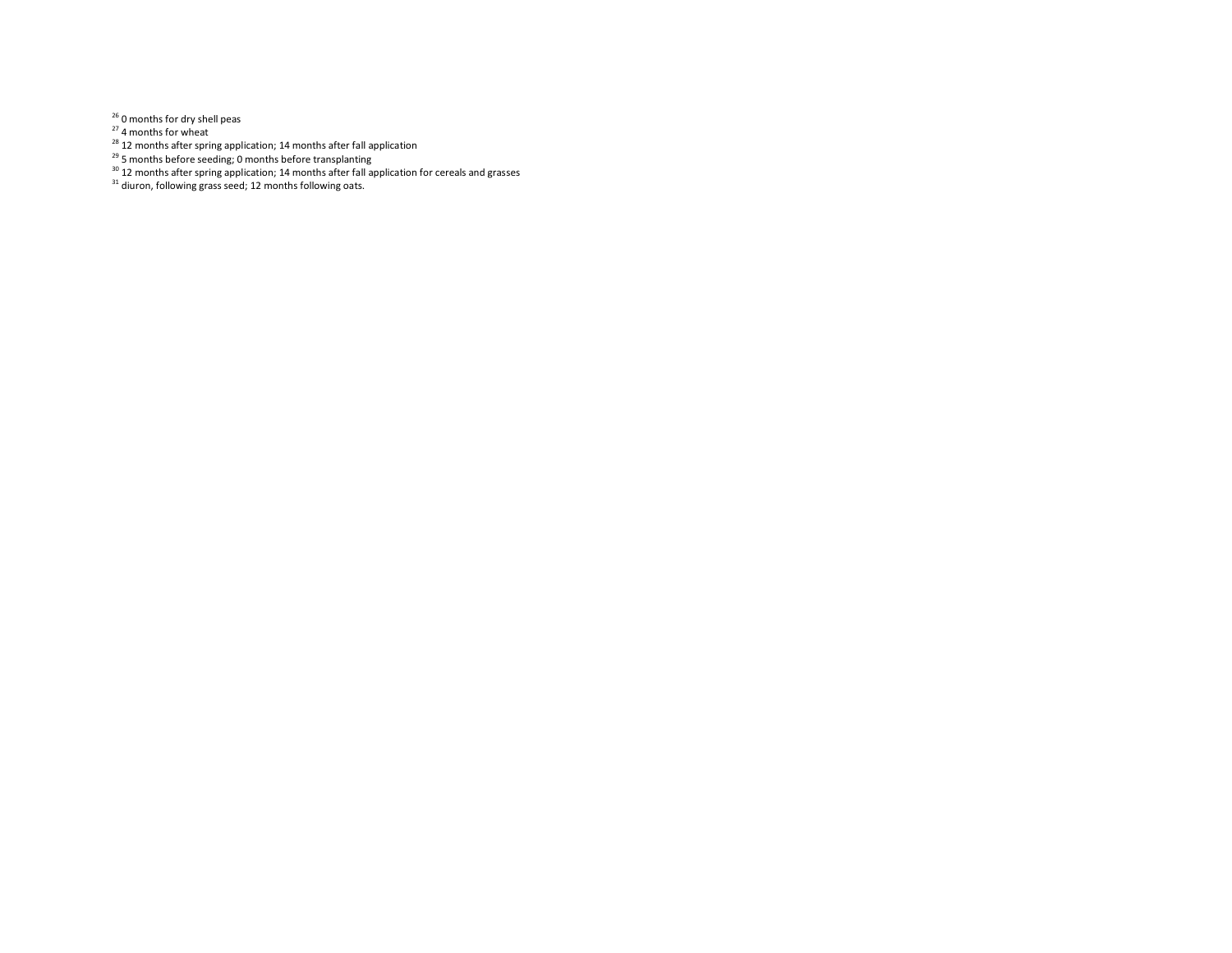[26] 0 months for dry shell peas
[27] 4 months for wheat
[28] 12 months after spring application; 14 months after fall application
[29] 5 months before seeding; 0 months before transplanting
[30] 12 months after spring application; 14 months after fall application for cereals and grasses
[31] diuron, following grass seed; 12 months following oats.